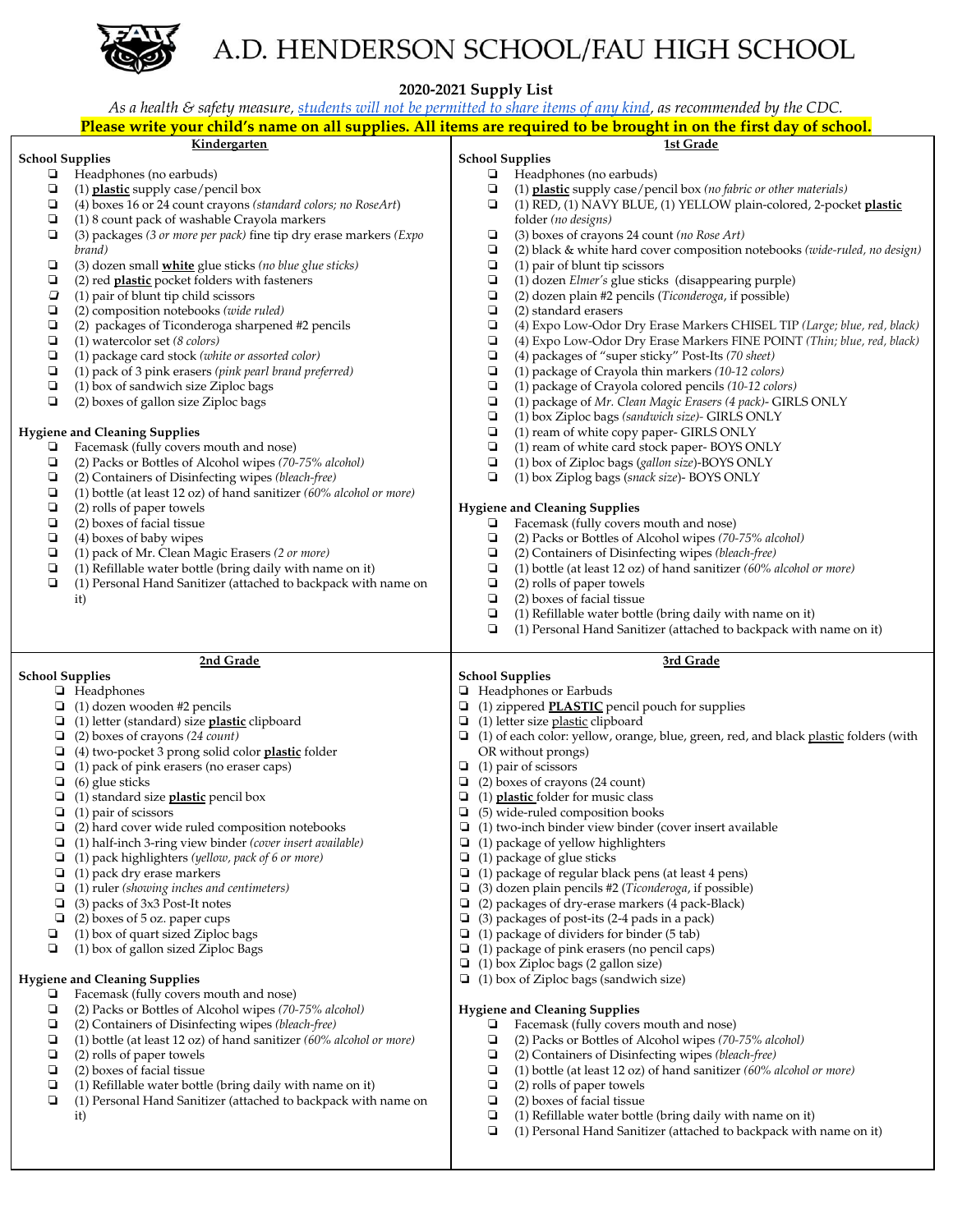# A.D. HENDERSON SCHOOL/FAU HIGH SCHOOL

**2020-2021 Supply List**

*As a health & safety measure, students will not be permitted to share items of any kind, as recommended by the CDC.*

**Please write your child's name on all supplies. All items are required to be brought in on the first day of school.**

## Kindergarten

**School Supplies**

- Headphones (no earbuds)
- (1) **plastic** supply case/pencil box
- (4) boxes 16 or 24 count crayons *(standard colors; no RoseArt)*
- (1) 8 count pack of washable Crayola markers
- (3) packages *(3 or more per pack)* fine tip dry erase markers *(Expo brand)*
- (3) dozen small **white** glue sticks *(no blue glue sticks)*
- (2) red **plastic** pocket folders with fasteners
- (1) pair of blunt tip child scissors
- (2) composition notebooks *(wide ruled)*
- (2) packages of Ticonderoga sharpened #2 pencils
- (1) watercolor set *(8 colors)*
- (1) package card stock *(white or assorted color)*
- (1) pack of 3 pink erasers *(pink pearl brand preferred)*
- (1) box of sandwich size Ziploc bags
- (2) boxes of gallon size Ziploc bags

**Hygiene and Cleaning Supplies**

- Facemask (fully covers mouth and nose)
- (2) Packs or Bottles of Alcohol wipes *(70-75% alcohol)*
- (2) Containers of Disinfecting wipes *(bleach-free)*
- (1) bottle (at least 12 oz) of hand sanitizer *(60% alcohol or more)*
- (2) rolls of paper towels
- (2) boxes of facial tissue
- (4) boxes of baby wipes
- (1) pack of Mr. Clean Magic Erasers *(2 or more)*
- (1) Refillable water bottle (bring daily with name on it)
- (1) Personal Hand Sanitizer (attached to backpack with name on it)

## 1st Grade

**School Supplies**

- Headphones (no earbuds)
- (1) **plastic** supply case/pencil box *(no fabric or other materials)*
- (1) RED, (1) NAVY BLUE, (1) YELLOW plain-colored, 2-pocket **plastic** folder *(no designs)*
- (3) boxes of crayons 24 count *(no Rose Art)*
- (2) black & white hard cover composition notebooks *(wide-ruled, no design)*
- (1) pair of blunt tip scissors
- (1) dozen *Elmer's* glue sticks (disappearing purple)
- (2) dozen plain #2 pencils (*Ticonderoga*, if possible)
- (2) standard erasers
- (4) Expo Low-Odor Dry Erase Markers CHISEL TIP *(Large; blue, red, black)*
- (4) Expo Low-Odor Dry Erase Markers FINE POINT *(Thin; blue, red, black)*
- (4) packages of "super sticky" Post-Its *(70 sheet)*
- (1) package of Crayola thin markers *(10-12 colors)*
- (1) package of Crayola colored pencils *(10-12 colors)*
- (1) package of *Mr. Clean Magic Erasers (4 pack)*- GIRLS ONLY
- (1) box Ziploc bags *(sandwich size)*- GIRLS ONLY
- (1) ream of white copy paper- GIRLS ONLY
- (1) ream of white card stock paper- BOYS ONLY
- (1) box of Ziploc bags (*gallon size*)-BOYS ONLY
- (1) box Ziplog bags (*snack size*)- BOYS ONLY

**Hygiene and Cleaning Supplies**

- Facemask (fully covers mouth and nose)
- (2) Packs or Bottles of Alcohol wipes *(70-75% alcohol)*
- (2) Containers of Disinfecting wipes *(bleach-free)*
- (1) bottle (at least 12 oz) of hand sanitizer *(60% alcohol or more)*
- (2) rolls of paper towels
- (2) boxes of facial tissue
- (1) Refillable water bottle (bring daily with name on it)
- (1) Personal Hand Sanitizer (attached to backpack with name on it)

## 2nd Grade

**School Supplies**

- Headphones
- (1) dozen wooden #2 pencils
- (1) letter (standard) size **plastic** clipboard
- (2) boxes of crayons *(24 count)*
- (4) two-pocket 3 prong solid color **plastic** folder
- (1) pack of pink erasers (no eraser caps)
- (6) glue sticks
- (1) standard size **plastic** pencil box
- (1) pair of scissors
- (2) hard cover wide ruled composition notebooks
- (1) half-inch 3-ring view binder *(cover insert available)*
- (1) pack highlighters *(yellow, pack of 6 or more)*
- (1) pack dry erase markers
- (1) ruler *(showing inches and centimeters)*
- (3) packs of 3x3 Post-It notes
- (2) boxes of 5 oz. paper cups
- (1) box of quart sized Ziploc bags
- (1) box of gallon sized Ziploc Bags

**Hygiene and Cleaning Supplies**

- Facemask (fully covers mouth and nose)
- (2) Packs or Bottles of Alcohol wipes *(70-75% alcohol)*
- (2) Containers of Disinfecting wipes *(bleach-free)*
- (1) bottle (at least 12 oz) of hand sanitizer *(60% alcohol or more)*
- (2) rolls of paper towels
- (2) boxes of facial tissue
- (1) Refillable water bottle (bring daily with name on it)
- (1) Personal Hand Sanitizer (attached to backpack with name on it)

## 3rd Grade

**School Supplies**

- Headphones or Earbuds
- (1) zippered **PLASTIC** pencil pouch for supplies
- (1) letter size plastic clipboard
- (1) of each color: yellow, orange, blue, green, red, and black plastic folders (with OR without prongs)
- (1) pair of scissors
- (2) boxes of crayons (24 count)
- (1) **plastic** folder for music class
- (5) wide-ruled composition books
- (1) two-inch binder view binder (cover insert available
- (1) package of yellow highlighters
- (1) package of glue sticks
- (1) package of regular black pens (at least 4 pens)
- (3) dozen plain pencils #2 (*Ticonderoga*, if possible)
- (2) packages of dry-erase markers (4 pack-Black)
- (3) packages of post-its (2-4 pads in a pack)
- (1) package of dividers for binder (5 tab)
- (1) package of pink erasers (no pencil caps)
- (1) box Ziploc bags (2 gallon size)
- (1) box of Ziploc bags (sandwich size)

**Hygiene and Cleaning Supplies**

- Facemask (fully covers mouth and nose)
- (2) Packs or Bottles of Alcohol wipes *(70-75% alcohol)*
- (2) Containers of Disinfecting wipes *(bleach-free)*
- (1) bottle (at least 12 oz) of hand sanitizer *(60% alcohol or more)*
- (2) rolls of paper towels
- (2) boxes of facial tissue
- (1) Refillable water bottle (bring daily with name on it)
- (1) Personal Hand Sanitizer (attached to backpack with name on it)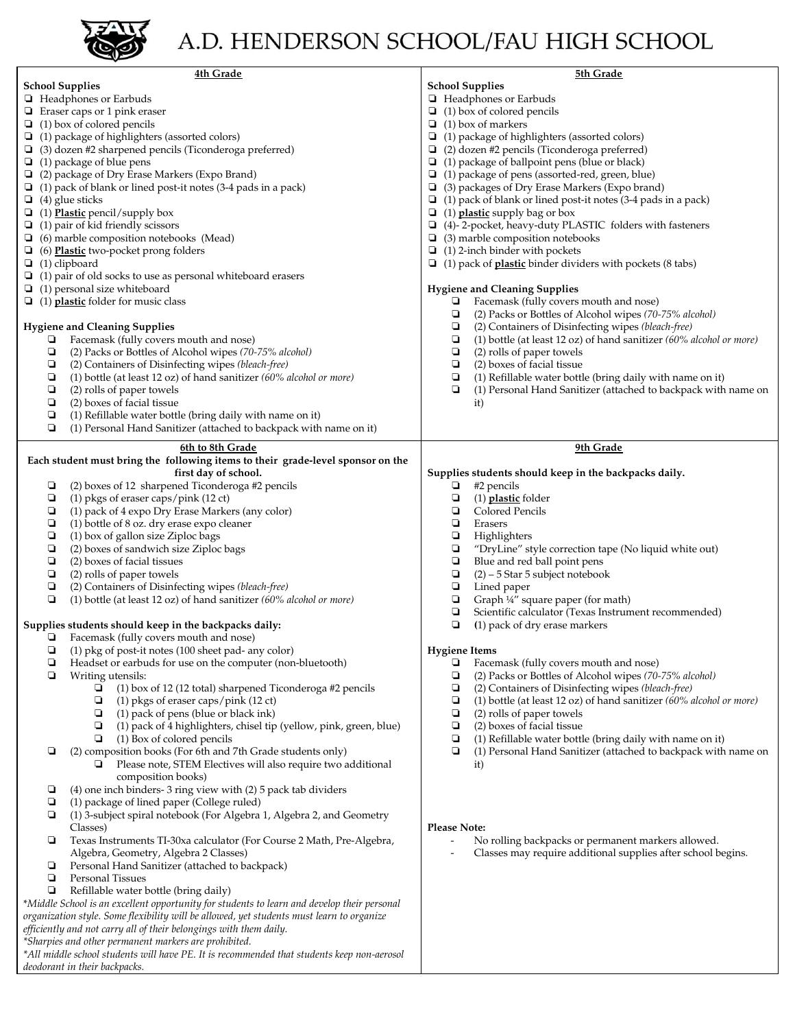# A.D. HENDERSON SCHOOL/FAU HIGH SCHOOL

## 4th Grade

**School Supplies**

- ❑ Headphones or Earbuds
- ❑ Eraser caps or 1 pink eraser
- ❑ (1) box of colored pencils
- ❑ (1) package of highlighters (assorted colors)
- ❑ (3) dozen #2 sharpened pencils (Ticonderoga preferred)
- ❑ (1) package of blue pens
- ❑ (2) package of Dry Erase Markers (Expo Brand)
- ❑ (1) pack of blank or lined post-it notes (3-4 pads in a pack)
- ❑ (4) glue sticks
- ❑ (1) **Plastic** pencil/supply box
- ❑ (1) pair of kid friendly scissors
- ❑ (6) marble composition notebooks (Mead)
- ❑ (6) **Plastic** two-pocket prong folders
- ❑ (1) clipboard
- ❑ (1) pair of old socks to use as personal whiteboard erasers
- ❑ (1) personal size whiteboard
- ❑ (1) **plastic** folder for music class

**Hygiene and Cleaning Supplies**

- ❑ Facemask (fully covers mouth and nose)
- ❑ (2) Packs or Bottles of Alcohol wipes *(70-75% alcohol)*
- ❑ (2) Containers of Disinfecting wipes *(bleach-free)*
- ❑ (1) bottle (at least 12 oz) of hand sanitizer *(60% alcohol or more)*
- ❑ (2) rolls of paper towels
- ❑ (2) boxes of facial tissue
- ❑ (1) Refillable water bottle (bring daily with name on it)
- ❑ (1) Personal Hand Sanitizer (attached to backpack with name on it)

## 5th Grade

**School Supplies**

- ❑ Headphones or Earbuds
- ❑ (1) box of colored pencils
- ❑ (1) box of markers
- ❑ (1) package of highlighters (assorted colors)
- ❑ (2) dozen #2 pencils (Ticonderoga preferred)
- ❑ (1) package of ballpoint pens (blue or black)
- ❑ (1) package of pens (assorted-red, green, blue)
- ❑ (3) packages of Dry Erase Markers (Expo brand)
- ❑ (1) pack of blank or lined post-it notes (3-4 pads in a pack)
- ❑ (1) **plastic** supply bag or box
- ❑ (4)- 2-pocket, heavy-duty PLASTIC folders with fasteners
- ❑ (3) marble composition notebooks
- ❑ (1) 2-inch binder with pockets
- ❑ (1) pack of **plastic** binder dividers with pockets (8 tabs)

**Hygiene and Cleaning Supplies**

- ❑ Facemask (fully covers mouth and nose)
- ❑ (2) Packs or Bottles of Alcohol wipes *(70-75% alcohol)*
- ❑ (2) Containers of Disinfecting wipes *(bleach-free)*
- ❑ (1) bottle (at least 12 oz) of hand sanitizer *(60% alcohol or more)*
- ❑ (2) rolls of paper towels
- ❑ (2) boxes of facial tissue
- ❑ (1) Refillable water bottle (bring daily with name on it)
- ❑ (1) Personal Hand Sanitizer (attached to backpack with name on it)

## 6th to 8th Grade

**Each student must bring the following items to their grade-level sponsor on the first day of school.**

- ❑ (2) boxes of 12 sharpened Ticonderoga #2 pencils
- ❑ (1) pkgs of eraser caps/pink (12 ct)
- ❑ (1) pack of 4 expo Dry Erase Markers (any color)
- ❑ (1) bottle of 8 oz. dry erase expo cleaner
- ❑ (1) box of gallon size Ziploc bags
- ❑ (2) boxes of sandwich size Ziploc bags
- ❑ (2) boxes of facial tissues
- ❑ (2) rolls of paper towels
- ❑ (2) Containers of Disinfecting wipes *(bleach-free)*
- ❑ (1) bottle (at least 12 oz) of hand sanitizer *(60% alcohol or more)*

**Supplies students should keep in the backpacks daily:**

- ❑ Facemask (fully covers mouth and nose)
- ❑ (1) pkg of post-it notes (100 sheet pad- any color)
- ❑ Headset or earbuds for use on the computer (non-bluetooth)
- ❑ Writing utensils:
  - ❑ (1) box of 12 (12 total) sharpened Ticonderoga #2 pencils
  - ❑ (1) pkgs of eraser caps/pink (12 ct)
  - ❑ (1) pack of pens (blue or black ink)
  - ❑ (1) pack of 4 highlighters, chisel tip (yellow, pink, green, blue)
  - ❑ (1) Box of colored pencils
- ❑ (2) composition books (For 6th and 7th Grade students only)
  - ❑ Please note, STEM Electives will also require two additional composition books)
- ❑ (4) one inch binders- 3 ring view with (2) 5 pack tab dividers
- ❑ (1) package of lined paper (College ruled)
- ❑ (1) 3-subject spiral notebook (For Algebra 1, Algebra 2, and Geometry Classes)
- ❑ Texas Instruments TI-30xa calculator (For Course 2 Math, Pre-Algebra, Algebra, Geometry, Algebra 2 Classes)
- ❑ Personal Hand Sanitizer (attached to backpack)
- ❑ Personal Tissues
- ❑ Refillable water bottle (bring daily)

*\*Middle School is an excellent opportunity for students to learn and develop their personal organization style. Some flexibility will be allowed, yet students must learn to organize efficiently and not carry all of their belongings with them daily.*
*\*Sharpies and other permanent markers are prohibited.*
*\*All middle school students will have PE. It is recommended that students keep non-aerosol deodorant in their backpacks.*

## 9th Grade

**Supplies students should keep in the backpacks daily.**

- ❑ #2 pencils
- ❑ (1) **plastic** folder
- ❑ Colored Pencils
- ❑ Erasers
- ❑ Highlighters
- ❑ "DryLine" style correction tape (No liquid white out)
- ❑ Blue and red ball point pens
- ❑ (2) – 5 Star 5 subject notebook
- ❑ Lined paper
- ❑ Graph ¼" square paper (for math)
- ❑ Scientific calculator (Texas Instrument recommended)
- ❑ (1) pack of dry erase markers

**Hygiene Items**

- ❑ Facemask (fully covers mouth and nose)
- ❑ (2) Packs or Bottles of Alcohol wipes *(70-75% alcohol)*
- ❑ (2) Containers of Disinfecting wipes *(bleach-free)*
- ❑ (1) bottle (at least 12 oz) of hand sanitizer *(60% alcohol or more)*
- ❑ (2) rolls of paper towels
- ❑ (2) boxes of facial tissue
- ❑ (1) Refillable water bottle (bring daily with name on it)
- ❑ (1) Personal Hand Sanitizer (attached to backpack with name on it)

**Please Note:**

- No rolling backpacks or permanent markers allowed.
- Classes may require additional supplies after school begins.